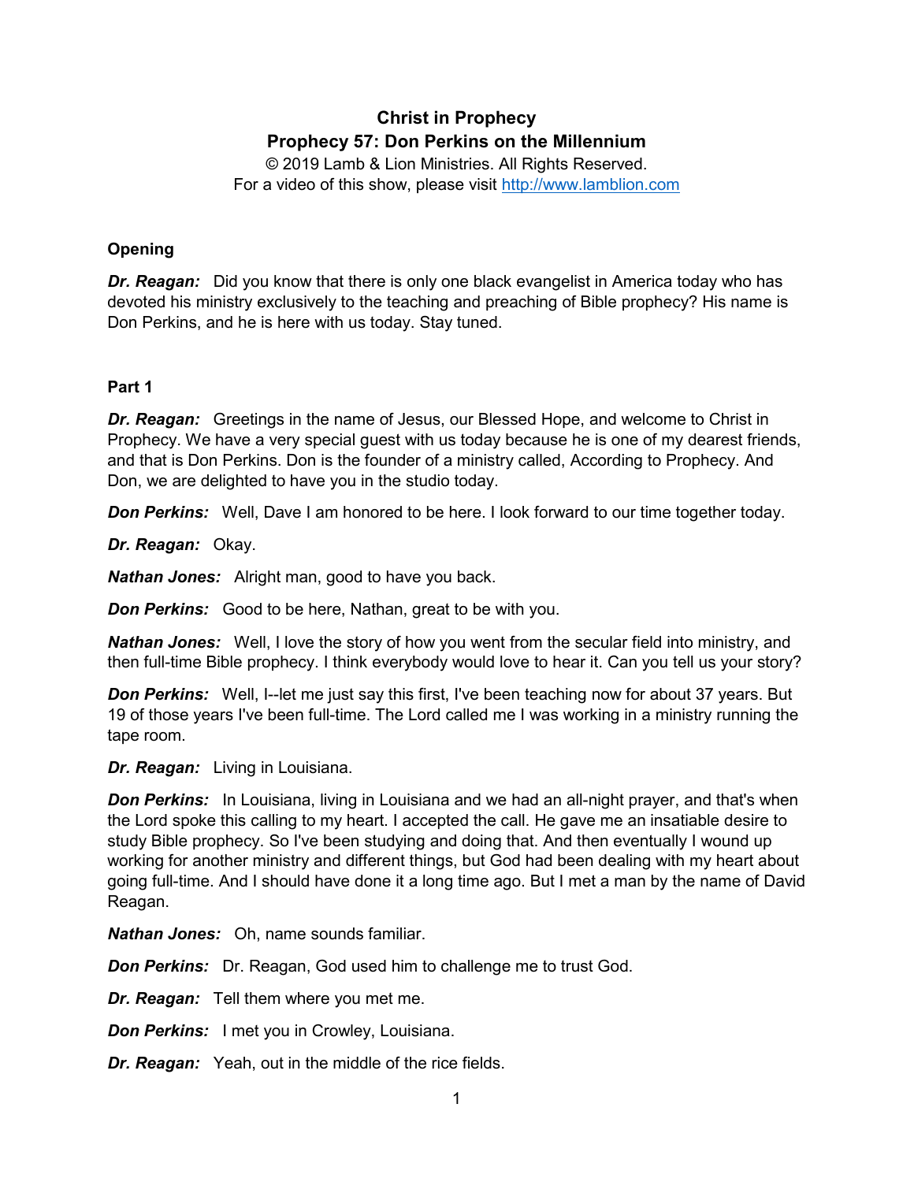# Christ in Prophecy
## Prophecy 57: Don Perkins on the Millennium

© 2019 Lamb & Lion Ministries. All Rights Reserved.
For a video of this show, please visit http://www.lamblion.com

### Opening

***Dr. Reagan:*** Did you know that there is only one black evangelist in America today who has devoted his ministry exclusively to the teaching and preaching of Bible prophecy? His name is Don Perkins, and he is here with us today. Stay tuned.

### Part 1

***Dr. Reagan:*** Greetings in the name of Jesus, our Blessed Hope, and welcome to Christ in Prophecy. We have a very special guest with us today because he is one of my dearest friends, and that is Don Perkins. Don is the founder of a ministry called, According to Prophecy. And Don, we are delighted to have you in the studio today.

***Don Perkins:*** Well, Dave I am honored to be here. I look forward to our time together today.

***Dr. Reagan:*** Okay.

***Nathan Jones:*** Alright man, good to have you back.

***Don Perkins:*** Good to be here, Nathan, great to be with you.

***Nathan Jones:*** Well, I love the story of how you went from the secular field into ministry, and then full-time Bible prophecy. I think everybody would love to hear it. Can you tell us your story?

***Don Perkins:*** Well, I--let me just say this first, I've been teaching now for about 37 years. But 19 of those years I've been full-time. The Lord called me I was working in a ministry running the tape room.

***Dr. Reagan:*** Living in Louisiana.

***Don Perkins:*** In Louisiana, living in Louisiana and we had an all-night prayer, and that's when the Lord spoke this calling to my heart. I accepted the call. He gave me an insatiable desire to study Bible prophecy. So I've been studying and doing that. And then eventually I wound up working for another ministry and different things, but God had been dealing with my heart about going full-time. And I should have done it a long time ago. But I met a man by the name of David Reagan.

***Nathan Jones:*** Oh, name sounds familiar.

***Don Perkins:*** Dr. Reagan, God used him to challenge me to trust God.

***Dr. Reagan:*** Tell them where you met me.

***Don Perkins:*** I met you in Crowley, Louisiana.

***Dr. Reagan:*** Yeah, out in the middle of the rice fields.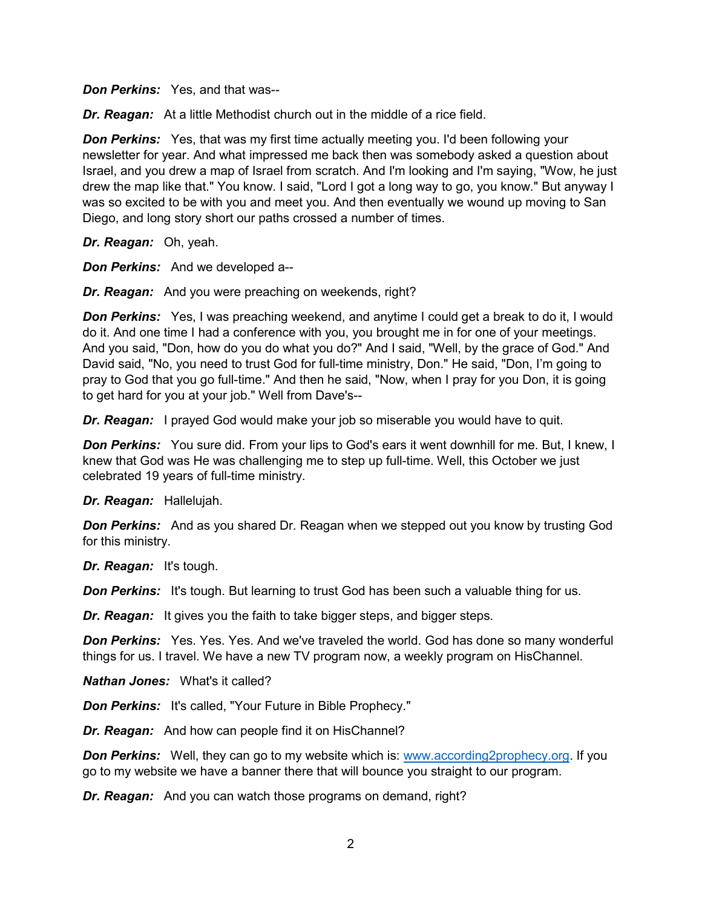***Don Perkins:*** Yes, and that was--

***Dr. Reagan:*** At a little Methodist church out in the middle of a rice field.

***Don Perkins:*** Yes, that was my first time actually meeting you. I'd been following your newsletter for year. And what impressed me back then was somebody asked a question about Israel, and you drew a map of Israel from scratch. And I'm looking and I'm saying, "Wow, he just drew the map like that." You know. I said, "Lord I got a long way to go, you know." But anyway I was so excited to be with you and meet you. And then eventually we wound up moving to San Diego, and long story short our paths crossed a number of times.

***Dr. Reagan:*** Oh, yeah.

***Don Perkins:*** And we developed a--

***Dr. Reagan:*** And you were preaching on weekends, right?

***Don Perkins:*** Yes, I was preaching weekend, and anytime I could get a break to do it, I would do it. And one time I had a conference with you, you brought me in for one of your meetings. And you said, "Don, how do you do what you do?" And I said, "Well, by the grace of God." And David said, "No, you need to trust God for full-time ministry, Don." He said, "Don, I'm going to pray to God that you go full-time." And then he said, "Now, when I pray for you Don, it is going to get hard for you at your job." Well from Dave's--

***Dr. Reagan:*** I prayed God would make your job so miserable you would have to quit.

***Don Perkins:*** You sure did. From your lips to God's ears it went downhill for me. But, I knew, I knew that God was He was challenging me to step up full-time. Well, this October we just celebrated 19 years of full-time ministry.

***Dr. Reagan:*** Hallelujah.

***Don Perkins:*** And as you shared Dr. Reagan when we stepped out you know by trusting God for this ministry.

***Dr. Reagan:*** It's tough.

***Don Perkins:*** It's tough. But learning to trust God has been such a valuable thing for us.

***Dr. Reagan:*** It gives you the faith to take bigger steps, and bigger steps.

***Don Perkins:*** Yes. Yes. Yes. And we've traveled the world. God has done so many wonderful things for us. I travel. We have a new TV program now, a weekly program on HisChannel.

***Nathan Jones:*** What's it called?

***Don Perkins:*** It's called, "Your Future in Bible Prophecy."

***Dr. Reagan:*** And how can people find it on HisChannel?

***Don Perkins:*** Well, they can go to my website which is: [www.according2prophecy.org](www.according2prophecy.org). If you go to my website we have a banner there that will bounce you straight to our program.

***Dr. Reagan:*** And you can watch those programs on demand, right?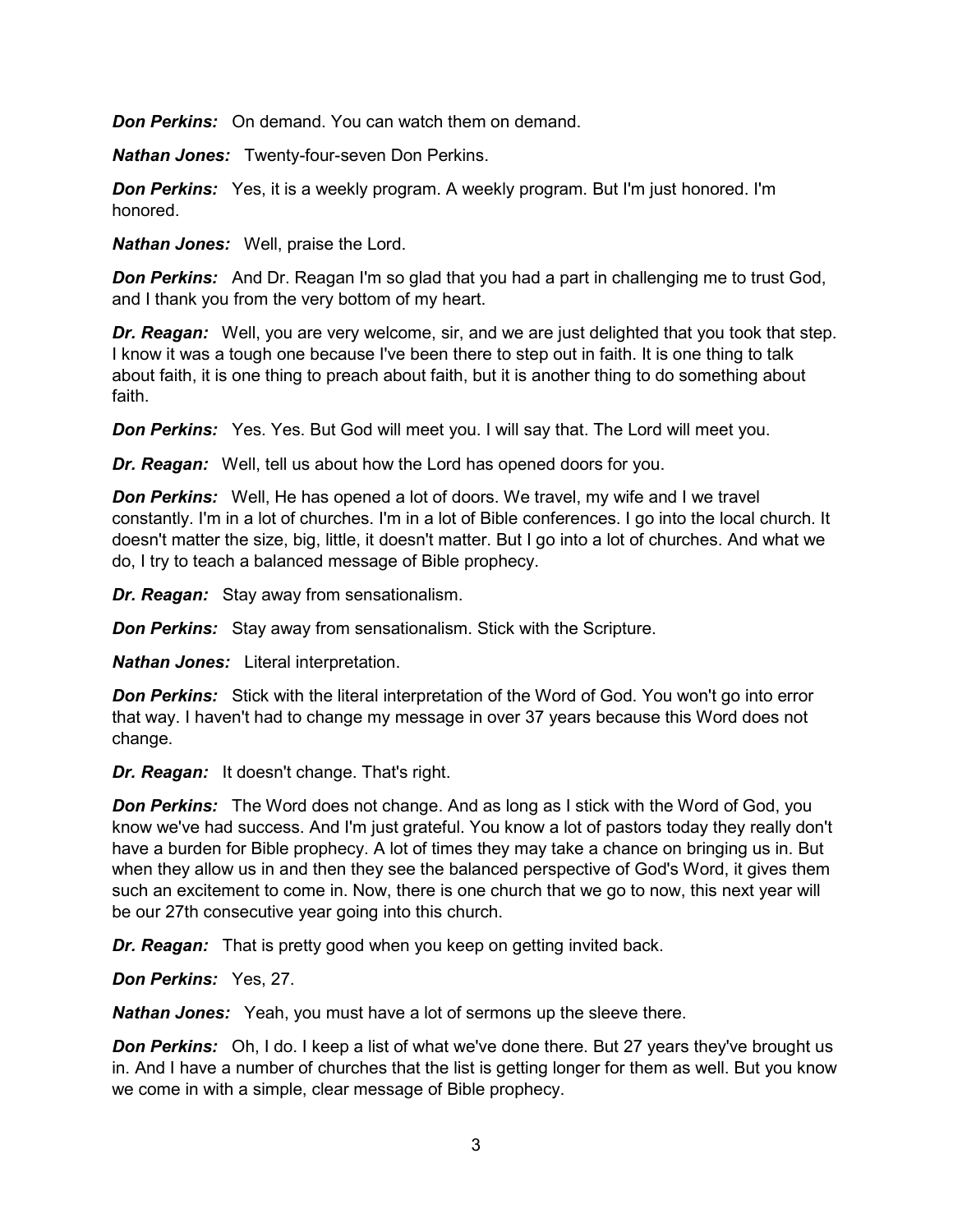***Don Perkins:*** On demand. You can watch them on demand.

***Nathan Jones:*** Twenty-four-seven Don Perkins.

***Don Perkins:*** Yes, it is a weekly program. A weekly program. But I'm just honored. I'm honored.

***Nathan Jones:*** Well, praise the Lord.

***Don Perkins:*** And Dr. Reagan I'm so glad that you had a part in challenging me to trust God, and I thank you from the very bottom of my heart.

***Dr. Reagan:*** Well, you are very welcome, sir, and we are just delighted that you took that step. I know it was a tough one because I've been there to step out in faith. It is one thing to talk about faith, it is one thing to preach about faith, but it is another thing to do something about faith.

***Don Perkins:*** Yes. Yes. But God will meet you. I will say that. The Lord will meet you.

***Dr. Reagan:*** Well, tell us about how the Lord has opened doors for you.

***Don Perkins:*** Well, He has opened a lot of doors. We travel, my wife and I we travel constantly. I'm in a lot of churches. I'm in a lot of Bible conferences. I go into the local church. It doesn't matter the size, big, little, it doesn't matter. But I go into a lot of churches. And what we do, I try to teach a balanced message of Bible prophecy.

***Dr. Reagan:*** Stay away from sensationalism.

***Don Perkins:*** Stay away from sensationalism. Stick with the Scripture.

***Nathan Jones:*** Literal interpretation.

***Don Perkins:*** Stick with the literal interpretation of the Word of God. You won't go into error that way. I haven't had to change my message in over 37 years because this Word does not change.

***Dr. Reagan:*** It doesn't change. That's right.

***Don Perkins:*** The Word does not change. And as long as I stick with the Word of God, you know we've had success. And I'm just grateful. You know a lot of pastors today they really don't have a burden for Bible prophecy. A lot of times they may take a chance on bringing us in. But when they allow us in and then they see the balanced perspective of God's Word, it gives them such an excitement to come in. Now, there is one church that we go to now, this next year will be our 27th consecutive year going into this church.

***Dr. Reagan:*** That is pretty good when you keep on getting invited back.

***Don Perkins:*** Yes, 27.

***Nathan Jones:*** Yeah, you must have a lot of sermons up the sleeve there.

***Don Perkins:*** Oh, I do. I keep a list of what we've done there. But 27 years they've brought us in. And I have a number of churches that the list is getting longer for them as well. But you know we come in with a simple, clear message of Bible prophecy.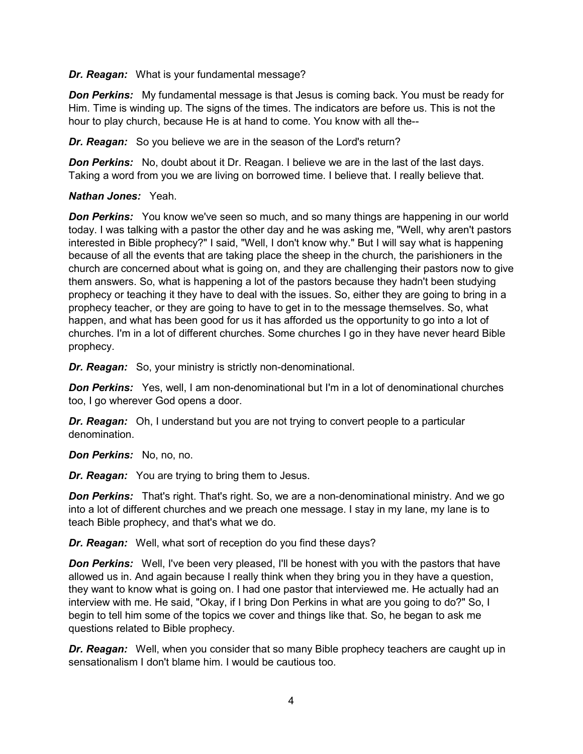***Dr. Reagan:*** What is your fundamental message?

***Don Perkins:*** My fundamental message is that Jesus is coming back. You must be ready for Him. Time is winding up. The signs of the times. The indicators are before us. This is not the hour to play church, because He is at hand to come. You know with all the--

***Dr. Reagan:*** So you believe we are in the season of the Lord's return?

***Don Perkins:*** No, doubt about it Dr. Reagan. I believe we are in the last of the last days. Taking a word from you we are living on borrowed time. I believe that. I really believe that.

***Nathan Jones:*** Yeah.

***Don Perkins:*** You know we've seen so much, and so many things are happening in our world today. I was talking with a pastor the other day and he was asking me, "Well, why aren't pastors interested in Bible prophecy?" I said, "Well, I don't know why." But I will say what is happening because of all the events that are taking place the sheep in the church, the parishioners in the church are concerned about what is going on, and they are challenging their pastors now to give them answers. So, what is happening a lot of the pastors because they hadn't been studying prophecy or teaching it they have to deal with the issues. So, either they are going to bring in a prophecy teacher, or they are going to have to get in to the message themselves. So, what happen, and what has been good for us it has afforded us the opportunity to go into a lot of churches. I'm in a lot of different churches. Some churches I go in they have never heard Bible prophecy.

***Dr. Reagan:*** So, your ministry is strictly non-denominational.

***Don Perkins:*** Yes, well, I am non-denominational but I'm in a lot of denominational churches too, I go wherever God opens a door.

***Dr. Reagan:*** Oh, I understand but you are not trying to convert people to a particular denomination.

***Don Perkins:*** No, no, no.

***Dr. Reagan:*** You are trying to bring them to Jesus.

***Don Perkins:*** That's right. That's right. So, we are a non-denominational ministry. And we go into a lot of different churches and we preach one message. I stay in my lane, my lane is to teach Bible prophecy, and that's what we do.

***Dr. Reagan:*** Well, what sort of reception do you find these days?

***Don Perkins:*** Well, I've been very pleased, I'll be honest with you with the pastors that have allowed us in. And again because I really think when they bring you in they have a question, they want to know what is going on. I had one pastor that interviewed me. He actually had an interview with me. He said, "Okay, if I bring Don Perkins in what are you going to do?" So, I begin to tell him some of the topics we cover and things like that. So, he began to ask me questions related to Bible prophecy.

***Dr. Reagan:*** Well, when you consider that so many Bible prophecy teachers are caught up in sensationalism I don't blame him. I would be cautious too.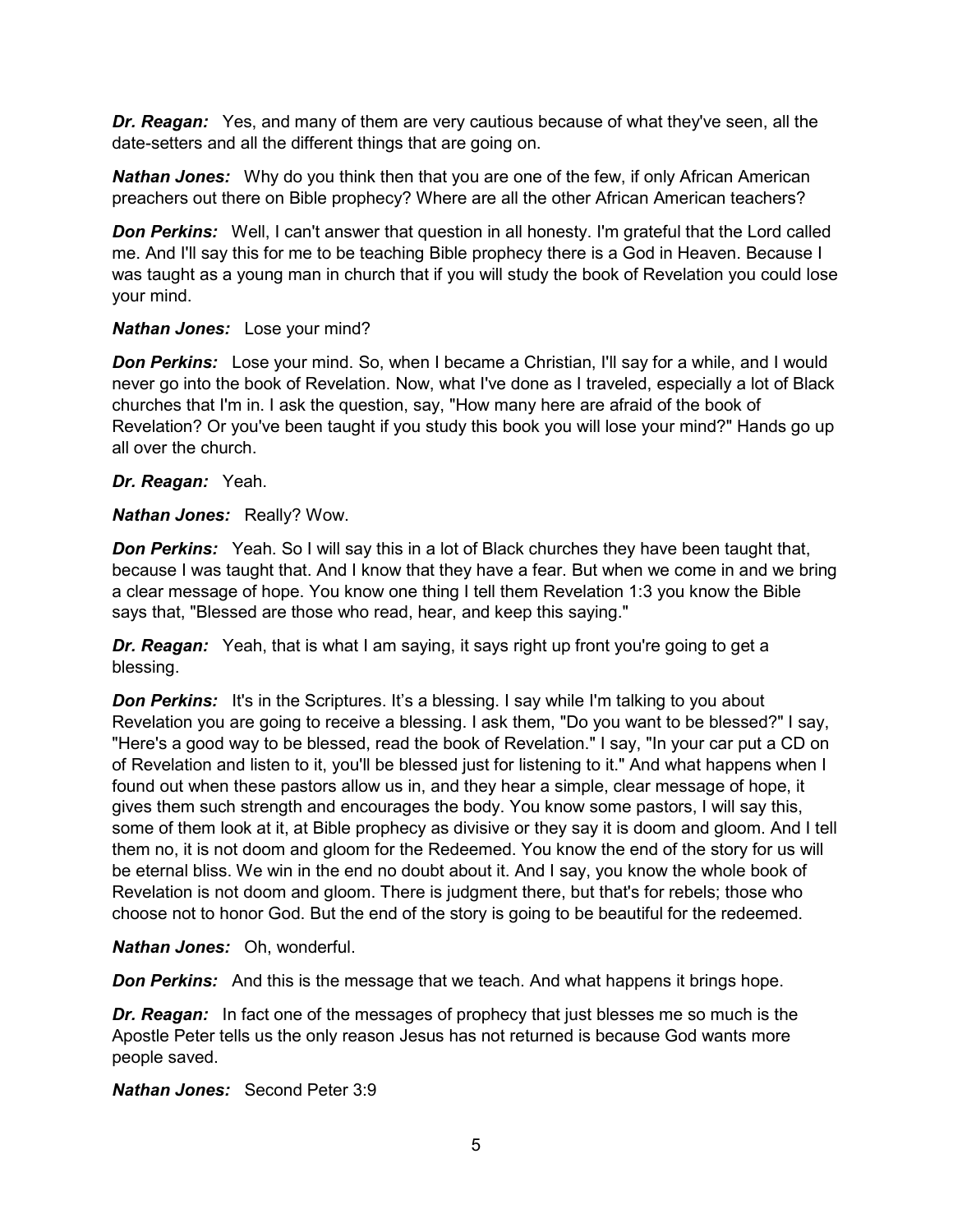***Dr. Reagan:*** Yes, and many of them are very cautious because of what they've seen, all the date-setters and all the different things that are going on.

***Nathan Jones:*** Why do you think then that you are one of the few, if only African American preachers out there on Bible prophecy? Where are all the other African American teachers?

***Don Perkins:*** Well, I can't answer that question in all honesty. I'm grateful that the Lord called me. And I'll say this for me to be teaching Bible prophecy there is a God in Heaven. Because I was taught as a young man in church that if you will study the book of Revelation you could lose your mind.

***Nathan Jones:*** Lose your mind?

***Don Perkins:*** Lose your mind. So, when I became a Christian, I'll say for a while, and I would never go into the book of Revelation. Now, what I've done as I traveled, especially a lot of Black churches that I'm in. I ask the question, say, "How many here are afraid of the book of Revelation? Or you've been taught if you study this book you will lose your mind?" Hands go up all over the church.

***Dr. Reagan:*** Yeah.

***Nathan Jones:*** Really? Wow.

***Don Perkins:*** Yeah. So I will say this in a lot of Black churches they have been taught that, because I was taught that. And I know that they have a fear. But when we come in and we bring a clear message of hope. You know one thing I tell them Revelation 1:3 you know the Bible says that, "Blessed are those who read, hear, and keep this saying."

***Dr. Reagan:*** Yeah, that is what I am saying, it says right up front you're going to get a blessing.

***Don Perkins:*** It's in the Scriptures. It's a blessing. I say while I'm talking to you about Revelation you are going to receive a blessing. I ask them, "Do you want to be blessed?" I say, "Here's a good way to be blessed, read the book of Revelation." I say, "In your car put a CD on of Revelation and listen to it, you'll be blessed just for listening to it." And what happens when I found out when these pastors allow us in, and they hear a simple, clear message of hope, it gives them such strength and encourages the body. You know some pastors, I will say this, some of them look at it, at Bible prophecy as divisive or they say it is doom and gloom. And I tell them no, it is not doom and gloom for the Redeemed. You know the end of the story for us will be eternal bliss. We win in the end no doubt about it. And I say, you know the whole book of Revelation is not doom and gloom. There is judgment there, but that's for rebels; those who choose not to honor God. But the end of the story is going to be beautiful for the redeemed.

***Nathan Jones:*** Oh, wonderful.

***Don Perkins:*** And this is the message that we teach. And what happens it brings hope.

***Dr. Reagan:*** In fact one of the messages of prophecy that just blesses me so much is the Apostle Peter tells us the only reason Jesus has not returned is because God wants more people saved.

***Nathan Jones:*** Second Peter 3:9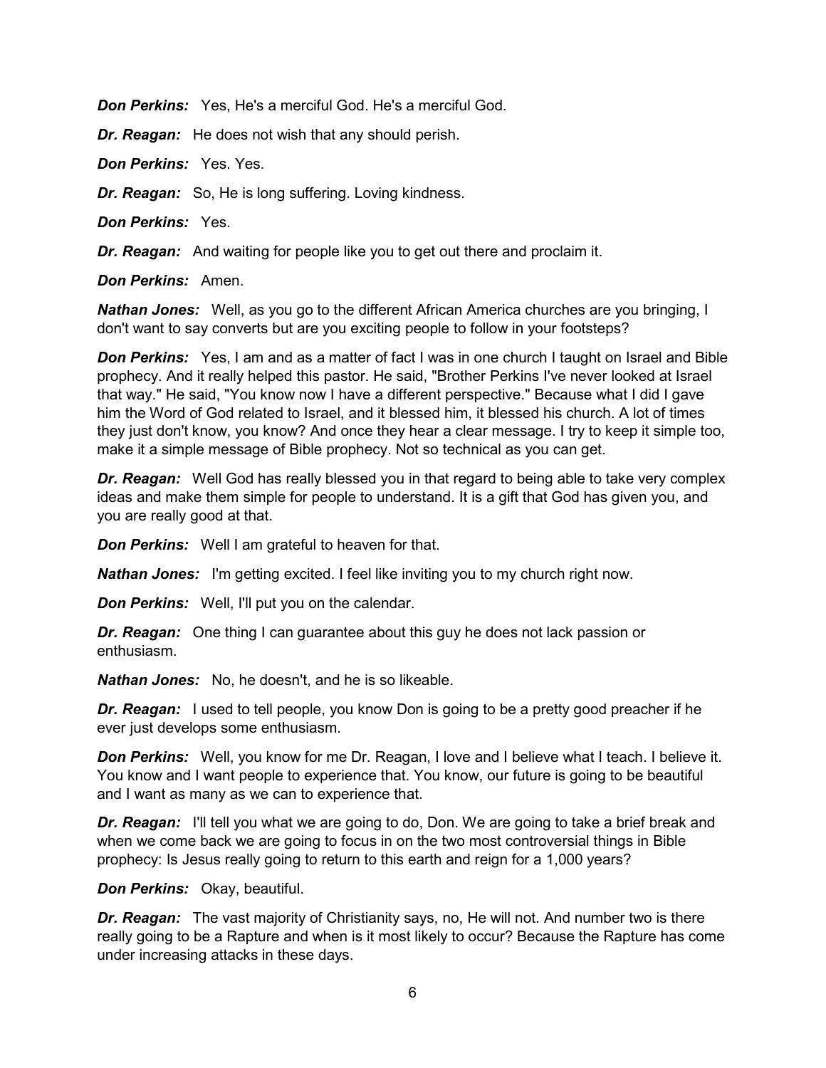***Don Perkins:*** Yes, He's a merciful God. He's a merciful God.

***Dr. Reagan:*** He does not wish that any should perish.

***Don Perkins:*** Yes. Yes.

***Dr. Reagan:*** So, He is long suffering. Loving kindness.

***Don Perkins:*** Yes.

***Dr. Reagan:*** And waiting for people like you to get out there and proclaim it.

***Don Perkins:*** Amen.

***Nathan Jones:*** Well, as you go to the different African America churches are you bringing, I don't want to say converts but are you exciting people to follow in your footsteps?

***Don Perkins:*** Yes, I am and as a matter of fact I was in one church I taught on Israel and Bible prophecy. And it really helped this pastor. He said, "Brother Perkins I've never looked at Israel that way." He said, "You know now I have a different perspective." Because what I did I gave him the Word of God related to Israel, and it blessed him, it blessed his church. A lot of times they just don't know, you know? And once they hear a clear message. I try to keep it simple too, make it a simple message of Bible prophecy. Not so technical as you can get.

***Dr. Reagan:*** Well God has really blessed you in that regard to being able to take very complex ideas and make them simple for people to understand. It is a gift that God has given you, and you are really good at that.

***Don Perkins:*** Well I am grateful to heaven for that.

***Nathan Jones:*** I'm getting excited. I feel like inviting you to my church right now.

***Don Perkins:*** Well, I'll put you on the calendar.

***Dr. Reagan:*** One thing I can guarantee about this guy he does not lack passion or enthusiasm.

***Nathan Jones:*** No, he doesn't, and he is so likeable.

***Dr. Reagan:*** I used to tell people, you know Don is going to be a pretty good preacher if he ever just develops some enthusiasm.

***Don Perkins:*** Well, you know for me Dr. Reagan, I love and I believe what I teach. I believe it. You know and I want people to experience that. You know, our future is going to be beautiful and I want as many as we can to experience that.

***Dr. Reagan:*** I'll tell you what we are going to do, Don. We are going to take a brief break and when we come back we are going to focus in on the two most controversial things in Bible prophecy: Is Jesus really going to return to this earth and reign for a 1,000 years?

***Don Perkins:*** Okay, beautiful.

***Dr. Reagan:*** The vast majority of Christianity says, no, He will not. And number two is there really going to be a Rapture and when is it most likely to occur? Because the Rapture has come under increasing attacks in these days.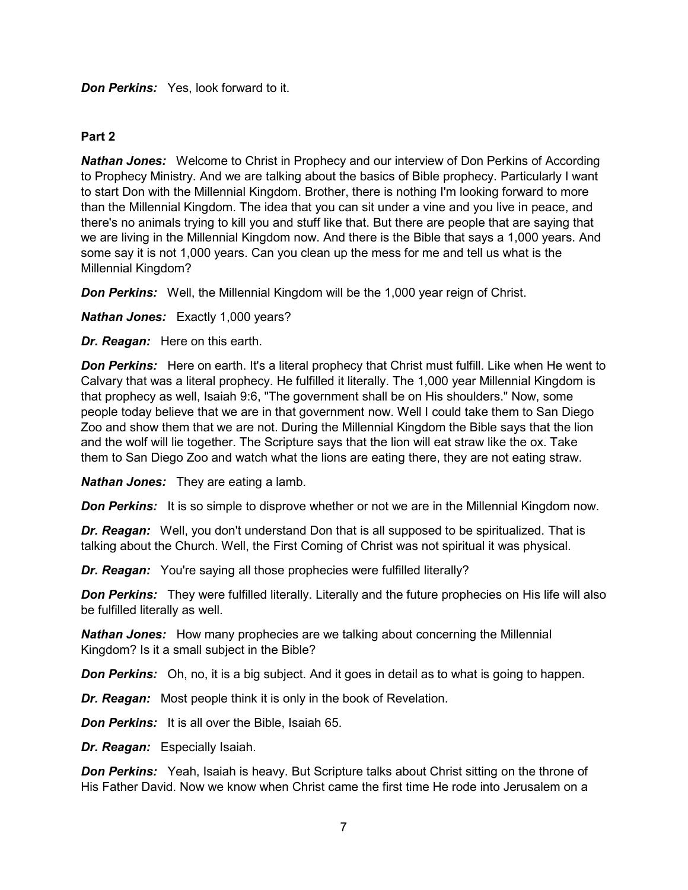***Don Perkins:*** Yes, look forward to it.

**Part 2**

***Nathan Jones:*** Welcome to Christ in Prophecy and our interview of Don Perkins of According to Prophecy Ministry. And we are talking about the basics of Bible prophecy. Particularly I want to start Don with the Millennial Kingdom. Brother, there is nothing I'm looking forward to more than the Millennial Kingdom. The idea that you can sit under a vine and you live in peace, and there's no animals trying to kill you and stuff like that. But there are people that are saying that we are living in the Millennial Kingdom now. And there is the Bible that says a 1,000 years. And some say it is not 1,000 years. Can you clean up the mess for me and tell us what is the Millennial Kingdom?

***Don Perkins:*** Well, the Millennial Kingdom will be the 1,000 year reign of Christ.

***Nathan Jones:*** Exactly 1,000 years?

***Dr. Reagan:*** Here on this earth.

***Don Perkins:*** Here on earth. It's a literal prophecy that Christ must fulfill. Like when He went to Calvary that was a literal prophecy. He fulfilled it literally. The 1,000 year Millennial Kingdom is that prophecy as well, Isaiah 9:6, "The government shall be on His shoulders." Now, some people today believe that we are in that government now. Well I could take them to San Diego Zoo and show them that we are not. During the Millennial Kingdom the Bible says that the lion and the wolf will lie together. The Scripture says that the lion will eat straw like the ox. Take them to San Diego Zoo and watch what the lions are eating there, they are not eating straw.

***Nathan Jones:*** They are eating a lamb.

***Don Perkins:*** It is so simple to disprove whether or not we are in the Millennial Kingdom now.

***Dr. Reagan:*** Well, you don't understand Don that is all supposed to be spiritualized. That is talking about the Church. Well, the First Coming of Christ was not spiritual it was physical.

***Dr. Reagan:*** You're saying all those prophecies were fulfilled literally?

***Don Perkins:*** They were fulfilled literally. Literally and the future prophecies on His life will also be fulfilled literally as well.

***Nathan Jones:*** How many prophecies are we talking about concerning the Millennial Kingdom? Is it a small subject in the Bible?

***Don Perkins:*** Oh, no, it is a big subject. And it goes in detail as to what is going to happen.

***Dr. Reagan:*** Most people think it is only in the book of Revelation.

***Don Perkins:*** It is all over the Bible, Isaiah 65.

***Dr. Reagan:*** Especially Isaiah.

***Don Perkins:*** Yeah, Isaiah is heavy. But Scripture talks about Christ sitting on the throne of His Father David. Now we know when Christ came the first time He rode into Jerusalem on a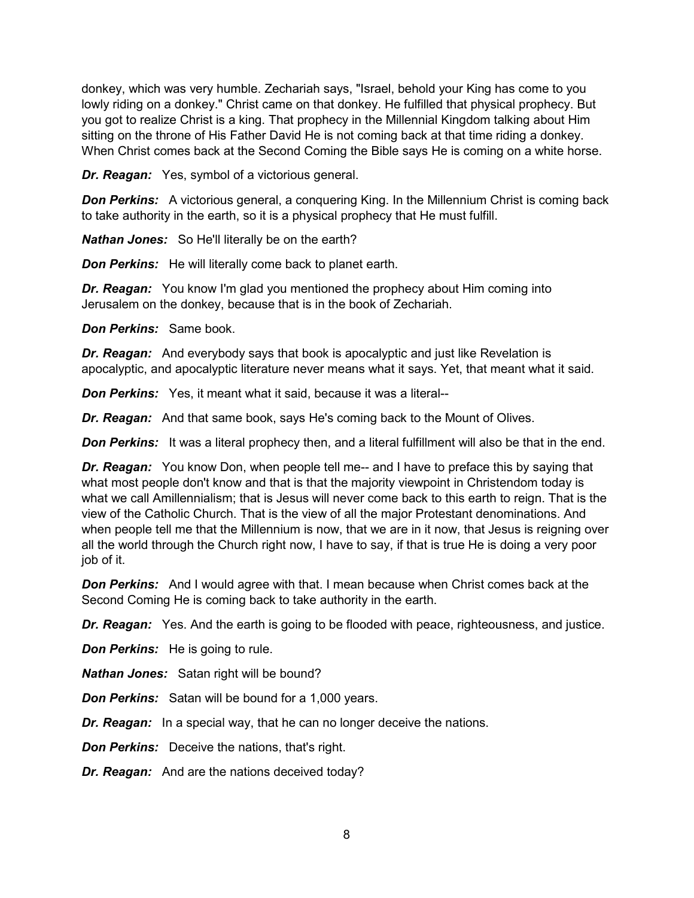donkey, which was very humble. Zechariah says, "Israel, behold your King has come to you lowly riding on a donkey." Christ came on that donkey. He fulfilled that physical prophecy. But you got to realize Christ is a king. That prophecy in the Millennial Kingdom talking about Him sitting on the throne of His Father David He is not coming back at that time riding a donkey. When Christ comes back at the Second Coming the Bible says He is coming on a white horse.

***Dr. Reagan:*** Yes, symbol of a victorious general.

***Don Perkins:*** A victorious general, a conquering King. In the Millennium Christ is coming back to take authority in the earth, so it is a physical prophecy that He must fulfill.

***Nathan Jones:*** So He'll literally be on the earth?

***Don Perkins:*** He will literally come back to planet earth.

***Dr. Reagan:*** You know I'm glad you mentioned the prophecy about Him coming into Jerusalem on the donkey, because that is in the book of Zechariah.

***Don Perkins:*** Same book.

***Dr. Reagan:*** And everybody says that book is apocalyptic and just like Revelation is apocalyptic, and apocalyptic literature never means what it says. Yet, that meant what it said.

***Don Perkins:*** Yes, it meant what it said, because it was a literal--

***Dr. Reagan:*** And that same book, says He's coming back to the Mount of Olives.

***Don Perkins:*** It was a literal prophecy then, and a literal fulfillment will also be that in the end.

***Dr. Reagan:*** You know Don, when people tell me-- and I have to preface this by saying that what most people don't know and that is that the majority viewpoint in Christendom today is what we call Amillennialism; that is Jesus will never come back to this earth to reign. That is the view of the Catholic Church. That is the view of all the major Protestant denominations. And when people tell me that the Millennium is now, that we are in it now, that Jesus is reigning over all the world through the Church right now, I have to say, if that is true He is doing a very poor job of it.

***Don Perkins:*** And I would agree with that. I mean because when Christ comes back at the Second Coming He is coming back to take authority in the earth.

***Dr. Reagan:*** Yes. And the earth is going to be flooded with peace, righteousness, and justice.

***Don Perkins:*** He is going to rule.

***Nathan Jones:*** Satan right will be bound?

***Don Perkins:*** Satan will be bound for a 1,000 years.

***Dr. Reagan:*** In a special way, that he can no longer deceive the nations.

***Don Perkins:*** Deceive the nations, that's right.

***Dr. Reagan:*** And are the nations deceived today?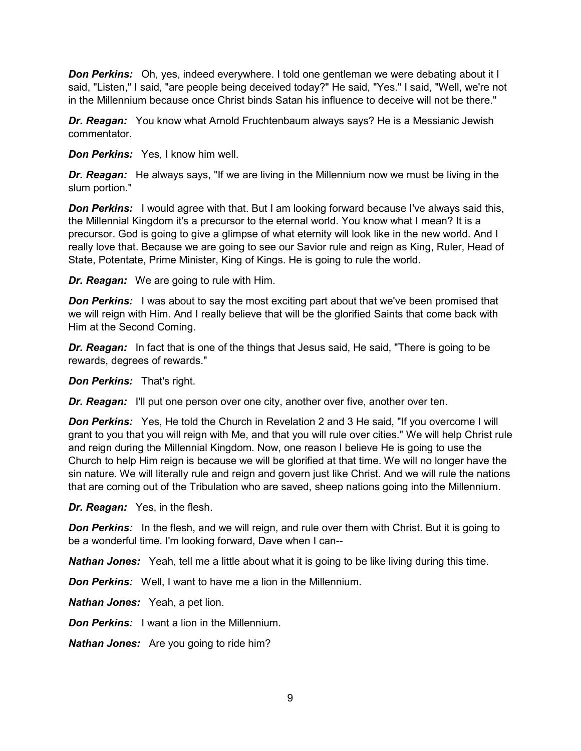***Don Perkins:*** Oh, yes, indeed everywhere. I told one gentleman we were debating about it I said, "Listen," I said, "are people being deceived today?" He said, "Yes." I said, "Well, we're not in the Millennium because once Christ binds Satan his influence to deceive will not be there."

***Dr. Reagan:*** You know what Arnold Fruchtenbaum always says? He is a Messianic Jewish commentator.

***Don Perkins:*** Yes, I know him well.

***Dr. Reagan:*** He always says, "If we are living in the Millennium now we must be living in the slum portion."

***Don Perkins:*** I would agree with that. But I am looking forward because I've always said this, the Millennial Kingdom it's a precursor to the eternal world. You know what I mean? It is a precursor. God is going to give a glimpse of what eternity will look like in the new world. And I really love that. Because we are going to see our Savior rule and reign as King, Ruler, Head of State, Potentate, Prime Minister, King of Kings. He is going to rule the world.

***Dr. Reagan:*** We are going to rule with Him.

***Don Perkins:*** I was about to say the most exciting part about that we've been promised that we will reign with Him. And I really believe that will be the glorified Saints that come back with Him at the Second Coming.

***Dr. Reagan:*** In fact that is one of the things that Jesus said, He said, "There is going to be rewards, degrees of rewards."

***Don Perkins:*** That's right.

***Dr. Reagan:*** I'll put one person over one city, another over five, another over ten.

***Don Perkins:*** Yes, He told the Church in Revelation 2 and 3 He said, "If you overcome I will grant to you that you will reign with Me, and that you will rule over cities." We will help Christ rule and reign during the Millennial Kingdom. Now, one reason I believe He is going to use the Church to help Him reign is because we will be glorified at that time. We will no longer have the sin nature. We will literally rule and reign and govern just like Christ. And we will rule the nations that are coming out of the Tribulation who are saved, sheep nations going into the Millennium.

***Dr. Reagan:*** Yes, in the flesh.

***Don Perkins:*** In the flesh, and we will reign, and rule over them with Christ. But it is going to be a wonderful time. I'm looking forward, Dave when I can--

***Nathan Jones:*** Yeah, tell me a little about what it is going to be like living during this time.

***Don Perkins:*** Well, I want to have me a lion in the Millennium.

***Nathan Jones:*** Yeah, a pet lion.

***Don Perkins:*** I want a lion in the Millennium.

***Nathan Jones:*** Are you going to ride him?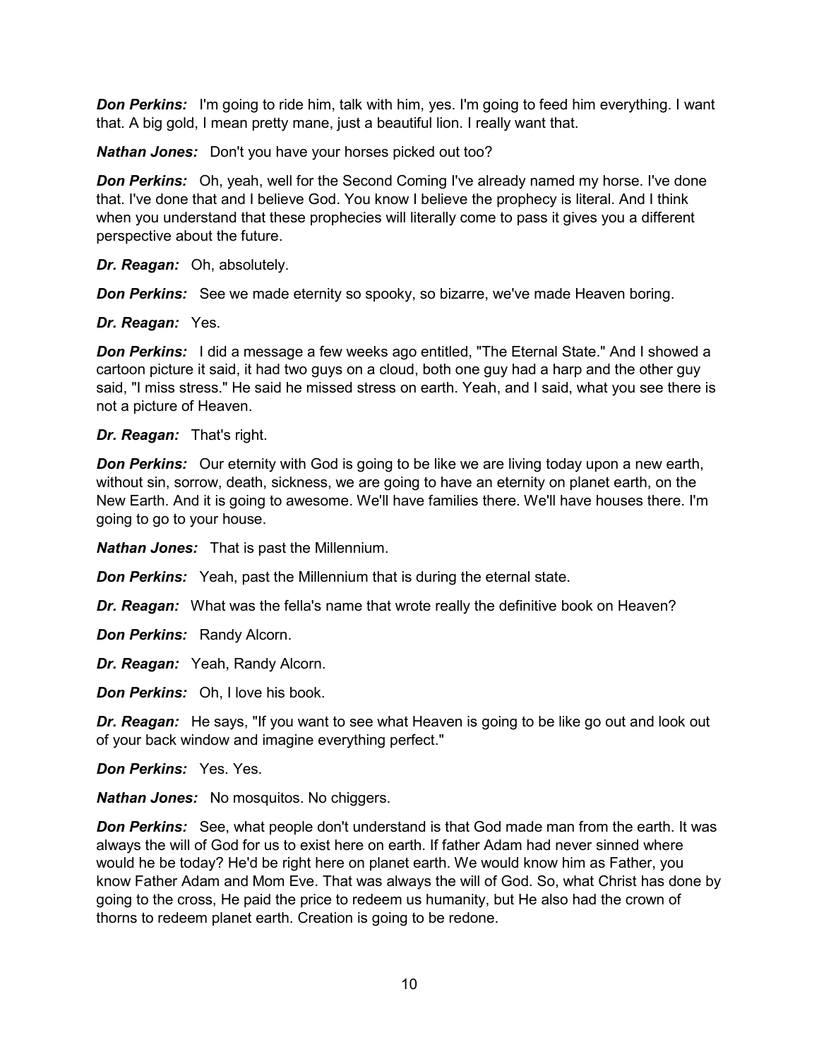***Don Perkins:*** I'm going to ride him, talk with him, yes. I'm going to feed him everything. I want that. A big gold, I mean pretty mane, just a beautiful lion. I really want that.

***Nathan Jones:*** Don't you have your horses picked out too?

***Don Perkins:*** Oh, yeah, well for the Second Coming I've already named my horse. I've done that. I've done that and I believe God. You know I believe the prophecy is literal. And I think when you understand that these prophecies will literally come to pass it gives you a different perspective about the future.

***Dr. Reagan:*** Oh, absolutely.

***Don Perkins:*** See we made eternity so spooky, so bizarre, we've made Heaven boring.

***Dr. Reagan:*** Yes.

***Don Perkins:*** I did a message a few weeks ago entitled, "The Eternal State." And I showed a cartoon picture it said, it had two guys on a cloud, both one guy had a harp and the other guy said, "I miss stress." He said he missed stress on earth. Yeah, and I said, what you see there is not a picture of Heaven.

***Dr. Reagan:*** That's right.

***Don Perkins:*** Our eternity with God is going to be like we are living today upon a new earth, without sin, sorrow, death, sickness, we are going to have an eternity on planet earth, on the New Earth. And it is going to awesome. We'll have families there. We'll have houses there. I'm going to go to your house.

***Nathan Jones:*** That is past the Millennium.

***Don Perkins:*** Yeah, past the Millennium that is during the eternal state.

***Dr. Reagan:*** What was the fella's name that wrote really the definitive book on Heaven?

***Don Perkins:*** Randy Alcorn.

***Dr. Reagan:*** Yeah, Randy Alcorn.

***Don Perkins:*** Oh, I love his book.

***Dr. Reagan:*** He says, "If you want to see what Heaven is going to be like go out and look out of your back window and imagine everything perfect."

***Don Perkins:*** Yes. Yes.

***Nathan Jones:*** No mosquitos. No chiggers.

***Don Perkins:*** See, what people don't understand is that God made man from the earth. It was always the will of God for us to exist here on earth. If father Adam had never sinned where would he be today? He'd be right here on planet earth. We would know him as Father, you know Father Adam and Mom Eve. That was always the will of God. So, what Christ has done by going to the cross, He paid the price to redeem us humanity, but He also had the crown of thorns to redeem planet earth. Creation is going to be redone.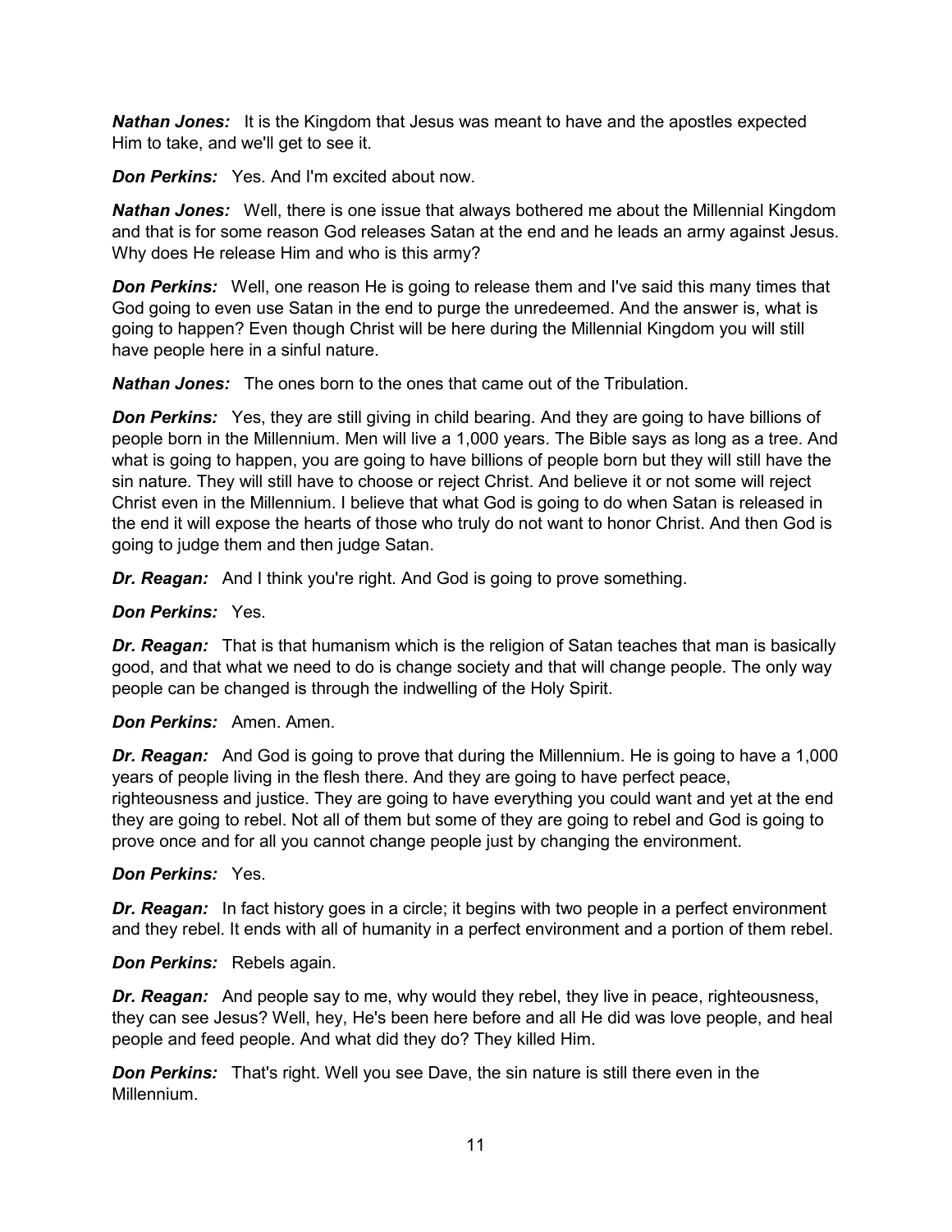***Nathan Jones:*** It is the Kingdom that Jesus was meant to have and the apostles expected Him to take, and we'll get to see it.

***Don Perkins:*** Yes. And I'm excited about now.

***Nathan Jones:*** Well, there is one issue that always bothered me about the Millennial Kingdom and that is for some reason God releases Satan at the end and he leads an army against Jesus. Why does He release Him and who is this army?

***Don Perkins:*** Well, one reason He is going to release them and I've said this many times that God going to even use Satan in the end to purge the unredeemed. And the answer is, what is going to happen? Even though Christ will be here during the Millennial Kingdom you will still have people here in a sinful nature.

***Nathan Jones:*** The ones born to the ones that came out of the Tribulation.

***Don Perkins:*** Yes, they are still giving in child bearing. And they are going to have billions of people born in the Millennium. Men will live a 1,000 years. The Bible says as long as a tree. And what is going to happen, you are going to have billions of people born but they will still have the sin nature. They will still have to choose or reject Christ. And believe it or not some will reject Christ even in the Millennium. I believe that what God is going to do when Satan is released in the end it will expose the hearts of those who truly do not want to honor Christ. And then God is going to judge them and then judge Satan.

***Dr. Reagan:*** And I think you're right. And God is going to prove something.

***Don Perkins:*** Yes.

***Dr. Reagan:*** That is that humanism which is the religion of Satan teaches that man is basically good, and that what we need to do is change society and that will change people. The only way people can be changed is through the indwelling of the Holy Spirit.

***Don Perkins:*** Amen. Amen.

***Dr. Reagan:*** And God is going to prove that during the Millennium. He is going to have a 1,000 years of people living in the flesh there. And they are going to have perfect peace, righteousness and justice. They are going to have everything you could want and yet at the end they are going to rebel. Not all of them but some of they are going to rebel and God is going to prove once and for all you cannot change people just by changing the environment.

***Don Perkins:*** Yes.

***Dr. Reagan:*** In fact history goes in a circle; it begins with two people in a perfect environment and they rebel. It ends with all of humanity in a perfect environment and a portion of them rebel.

***Don Perkins:*** Rebels again.

***Dr. Reagan:*** And people say to me, why would they rebel, they live in peace, righteousness, they can see Jesus? Well, hey, He's been here before and all He did was love people, and heal people and feed people. And what did they do? They killed Him.

***Don Perkins:*** That's right. Well you see Dave, the sin nature is still there even in the Millennium.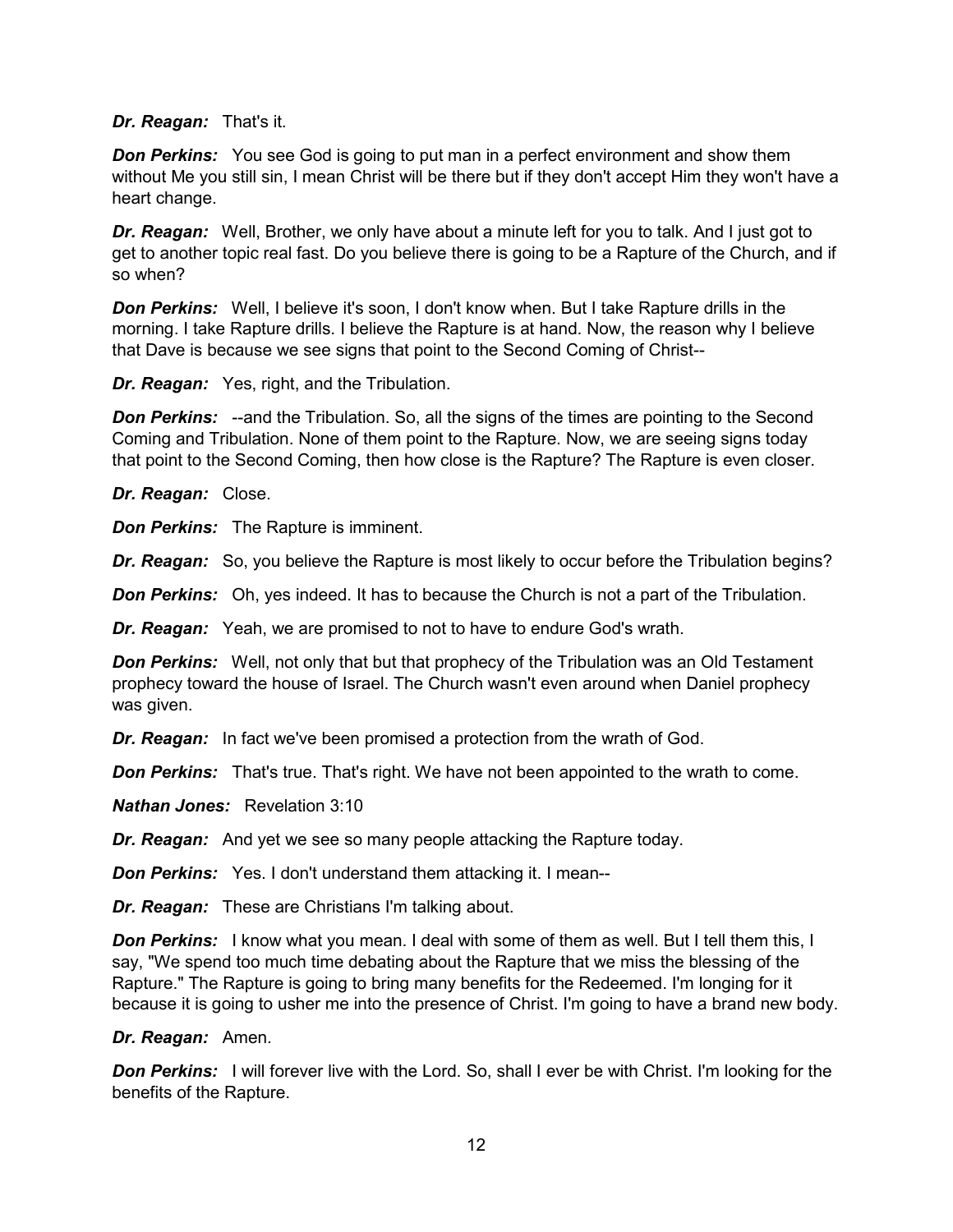***Dr. Reagan:*** That's it.

***Don Perkins:*** You see God is going to put man in a perfect environment and show them without Me you still sin, I mean Christ will be there but if they don't accept Him they won't have a heart change.

***Dr. Reagan:*** Well, Brother, we only have about a minute left for you to talk. And I just got to get to another topic real fast. Do you believe there is going to be a Rapture of the Church, and if so when?

***Don Perkins:*** Well, I believe it's soon, I don't know when. But I take Rapture drills in the morning. I take Rapture drills. I believe the Rapture is at hand. Now, the reason why I believe that Dave is because we see signs that point to the Second Coming of Christ--

***Dr. Reagan:*** Yes, right, and the Tribulation.

***Don Perkins:*** --and the Tribulation. So, all the signs of the times are pointing to the Second Coming and Tribulation. None of them point to the Rapture. Now, we are seeing signs today that point to the Second Coming, then how close is the Rapture? The Rapture is even closer.

***Dr. Reagan:*** Close.

***Don Perkins:*** The Rapture is imminent.

***Dr. Reagan:*** So, you believe the Rapture is most likely to occur before the Tribulation begins?

***Don Perkins:*** Oh, yes indeed. It has to because the Church is not a part of the Tribulation.

***Dr. Reagan:*** Yeah, we are promised to not to have to endure God's wrath.

***Don Perkins:*** Well, not only that but that prophecy of the Tribulation was an Old Testament prophecy toward the house of Israel. The Church wasn't even around when Daniel prophecy was given.

***Dr. Reagan:*** In fact we've been promised a protection from the wrath of God.

***Don Perkins:*** That's true. That's right. We have not been appointed to the wrath to come.

***Nathan Jones:*** Revelation 3:10

***Dr. Reagan:*** And yet we see so many people attacking the Rapture today.

***Don Perkins:*** Yes. I don't understand them attacking it. I mean--

***Dr. Reagan:*** These are Christians I'm talking about.

***Don Perkins:*** I know what you mean. I deal with some of them as well. But I tell them this, I say, "We spend too much time debating about the Rapture that we miss the blessing of the Rapture." The Rapture is going to bring many benefits for the Redeemed. I'm longing for it because it is going to usher me into the presence of Christ. I'm going to have a brand new body.

***Dr. Reagan:*** Amen.

***Don Perkins:*** I will forever live with the Lord. So, shall I ever be with Christ. I'm looking for the benefits of the Rapture.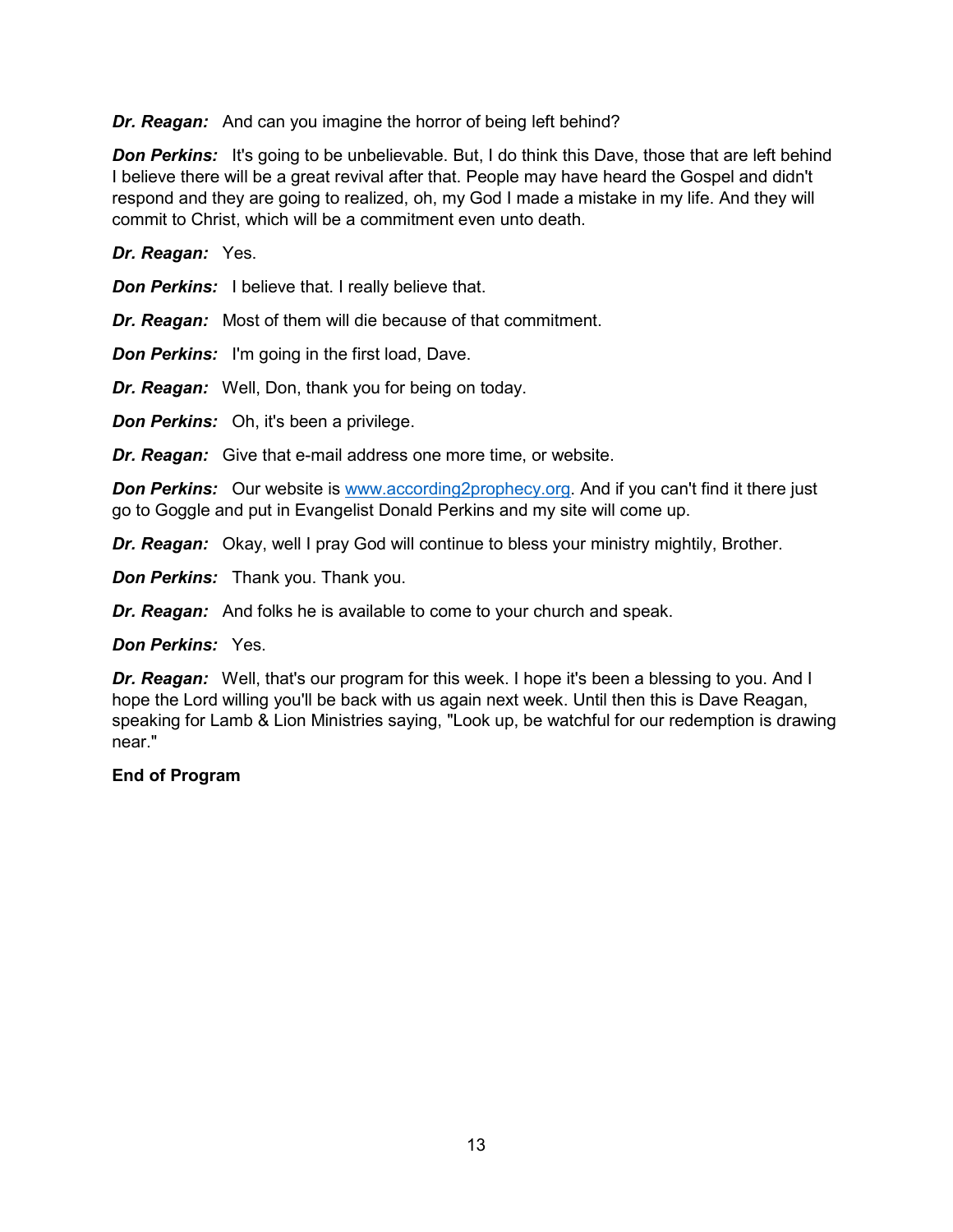***Dr. Reagan:*** And can you imagine the horror of being left behind?

***Don Perkins:*** It's going to be unbelievable. But, I do think this Dave, those that are left behind I believe there will be a great revival after that. People may have heard the Gospel and didn't respond and they are going to realized, oh, my God I made a mistake in my life. And they will commit to Christ, which will be a commitment even unto death.

***Dr. Reagan:*** Yes.

***Don Perkins:*** I believe that. I really believe that.

***Dr. Reagan:*** Most of them will die because of that commitment.

***Don Perkins:*** I'm going in the first load, Dave.

***Dr. Reagan:*** Well, Don, thank you for being on today.

***Don Perkins:*** Oh, it's been a privilege.

***Dr. Reagan:*** Give that e-mail address one more time, or website.

***Don Perkins:*** Our website is www.according2prophecy.org. And if you can't find it there just go to Goggle and put in Evangelist Donald Perkins and my site will come up.

***Dr. Reagan:*** Okay, well I pray God will continue to bless your ministry mightily, Brother.

***Don Perkins:*** Thank you. Thank you.

***Dr. Reagan:*** And folks he is available to come to your church and speak.

***Don Perkins:*** Yes.

***Dr. Reagan:*** Well, that's our program for this week. I hope it's been a blessing to you. And I hope the Lord willing you'll be back with us again next week. Until then this is Dave Reagan, speaking for Lamb & Lion Ministries saying, "Look up, be watchful for our redemption is drawing near."

**End of Program**